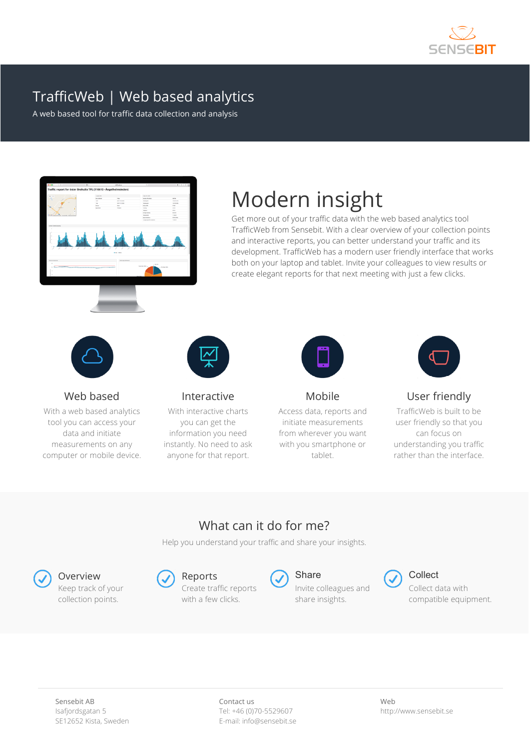SENSEBIT

# TrafficWeb | Web based analytics

A web based tool for traffic data collection and analysis

## Modern insight

Get more out of your traffic data with the web based analytics tool TrafficWeb from Sensebit. With a clear overview of your collection points and interactive reports, you can better understand your traffic and its development. TrafficWeb has a modern user friendly interface that works both on your laptop and tablet. Invite your colleagues to view results or create elegant reports for that next meeting with just a few clicks.

### Web based

With a web based analytics tool you can access your data and initiate measurements on any computer or mobile device.

### Interactive

With interactive charts you can get the information you need instantly. No need to ask anyone for that report.

### Mobile

Access data, reports and initiate measurements from wherever you want with you smartphone or tablet.

### User friendly

TrafficWeb is built to be user friendly so that you can focus on understanding you traffic rather than the interface.

## What can it do for me?

Help you understand your traffic and share your insights.

- **Overview**
  Keep track of your collection points.
- **Reports**
  Create traffic reports with a few clicks.
- **Share**
  Invite colleagues and share insights.
- **Collect**
  Collect data with compatible equipment.

---

Sensebit AB
Isafjordsgatan 5
SE12652 Kista, Sweden

Contact us
Tel: +46 (0)70-5529607
E-mail: info@sensebit.se

Web
http://www.sensebit.se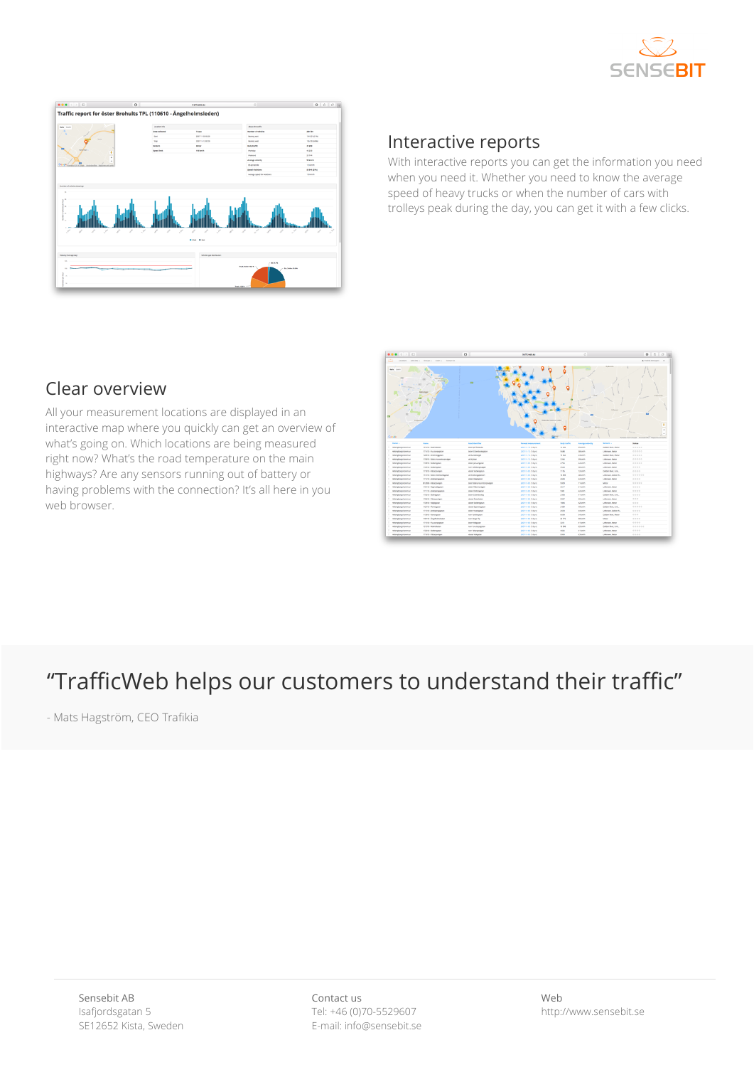## Interactive reports

With interactive reports you can get the information you need when you need it. Whether you need to know the average speed of heavy trucks or when the number of cars with trolleys peak during the day, you can get it with a few clicks.

## Clear overview

All your measurement locations are displayed in an interactive map where you quickly can get an overview of what's going on. Which locations are being measured right now? What's the road temperature on the main highways? Are any sensors running out of battery or having problems with the connection? It's all here in you web browser.

> "TrafficWeb helps our customers to understand their traffic"
>
> - Mats Hagström, CEO Trafikia

Sensebit AB
Isafjordsgatan 5
SE12652 Kista, Sweden

Contact us
Tel: +46 (0)70-5529607
E-mail: info@sensebit.se

Web
http://www.sensebit.se